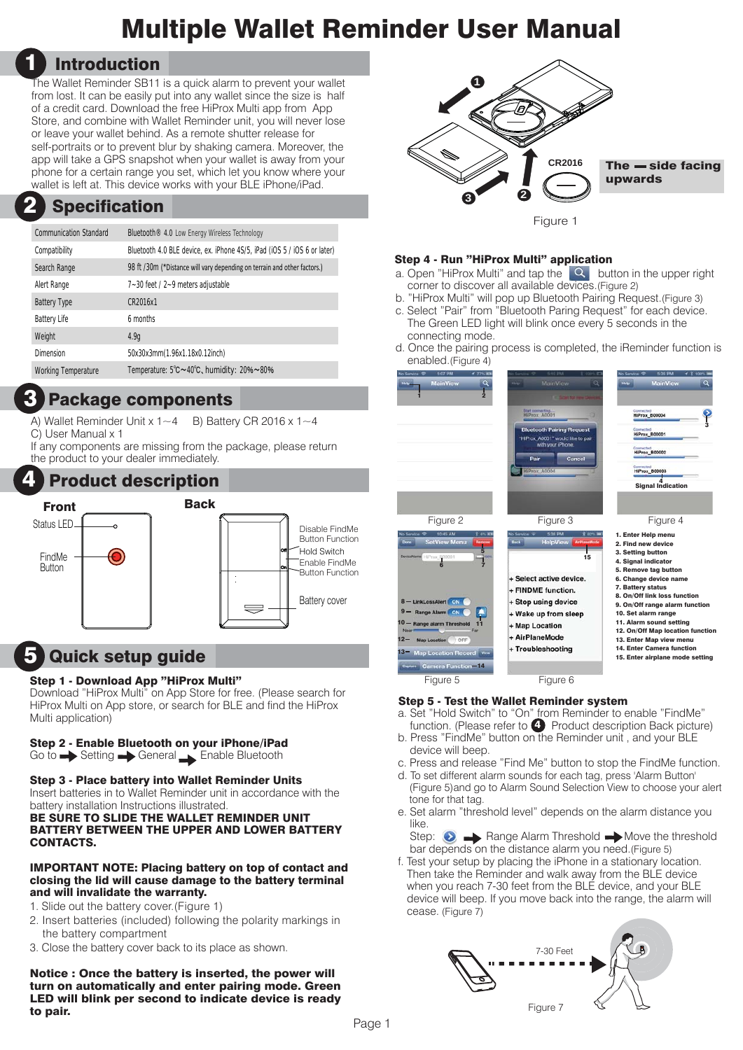# Multiple Wallet Reminder User Manual

## 1 Introduction

The Wallet Reminder SB11 is a quick alarm to prevent your wallet from lost. It can be easily put into any wallet since the size is half of a credit card. Download the free HiProx Multi app from App Store, and combine with Wallet Reminder unit, you will never lose or leave your wallet behind. As a remote shutter release for self-portraits or to prevent blur by shaking camera. Moreover, the app will take a GPS snapshot when your wallet is away from your phone for a certain range you set, which let you know where your wallet is left at. This device works with your BLE iPhone/iPad.

## 2 Specification

| | |
|---|---|
| Communication Standard | Bluetooth® 4.0 Low Energy Wireless Technology |
| Compatibility | Bluetooth 4.0 BLE device, ex. iPhone 4S/5, iPad (iOS 5 / iOS 6 or later) |
| Search Range | 98 ft /30m (*Distance will vary depending on terrain and other factors.) |
| Alert Range | 7~30 feet / 2~9 meters adjustable |
| Battery Type | CR2016x1 |
| Battery Life | 6 months |
| Weight | 4.9g |
| Dimension | 50x30x3mm(1.96x1.18x0.12inch) |
| Working Temperature | Temperature: 5℃~40℃, humidity: 20%~80% |

## 3 Package components

A) Wallet Reminder Unit x 1~4 B) Battery CR 2016 x 1~4
C) User Manual x 1
If any components are missing from the package, please return the product to your dealer immediately.

## 4 Product description

**Front**

Status LED
FindMe Button

**Back**

Disable FindMe Button Function
Hold Switch
Enable FindMe Button Function
Battery cover

## 5 Quick setup guide

**Step 1 - Download App "HiProx Multi"**
Download "HiProx Multi" on App Store for free. (Please search for HiProx Multi on App store, or search for BLE and find the HiProx Multi application)

**Step 2 - Enable Bluetooth on your iPhone/iPad**
Go to ➡ Setting ➡ General ➡ Enable Bluetooth

**Step 3 - Place battery into Wallet Reminder Units**
Insert batteries in to Wallet Reminder unit in accordance with the battery installation Instructions illustrated.
**BE SURE TO SLIDE THE WALLET REMINDER UNIT BATTERY BETWEEN THE UPPER AND LOWER BATTERY CONTACTS.**

**IMPORTANT NOTE: Placing battery on top of contact and closing the lid will cause damage to the battery terminal and will invalidate the warranty.**

1. Slide out the battery cover.(Figure 1)
2. Insert batteries (included) following the polarity markings in the battery compartment
3. Close the battery cover back to its place as shown.

**Notice : Once the battery is inserted, the power will turn on automatically and enter pairing mode. Green LED will blink per second to indicate device is ready to pair.**

CR2016

**The — side facing upwards**

Figure 1

**Step 4 - Run "HiProx Multi" application**

a. Open "HiProx Multi" and tap the 🔍 button in the upper right corner to discover all available devices.(Figure 2)
b. "HiProx Multi" will pop up Bluetooth Paring Request.(Figure 3)
c. Select "Pair" from "Bluetooth Paring Request" for each device. The Green LED light will blink once every 5 seconds in the connecting mode.
d. Once the pairing process is completed, the iReminder function is enabled.(Figure 4)

Figure 2 Figure 3 Figure 4

Figure 5 Figure 6

1. Enter Help menu
2. Find new device
3. Setting button
4. Signal indicator
5. Remove tag button
6. Change device name
7. Battery status
8. On/Off link loss function
9. On/Off range alarm function
10. Set alarm range
11. Alarm sound setting
12. On/Off Map location function
13. Enter Map view menu
14. Enter Camera function
15. Enter airplane mode setting

**Step 5 - Test the Wallet Reminder system**

a. Set "Hold Switch" to "On" from Reminder to enable "FindMe" function. (Please refer to 4 Product description Back picture)
b. Press "FindMe" button on the Reminder unit , and your BLE device will beep.
c. Press and release "Find Me" button to stop the FindMe function.
d. To set different alarm sounds for each tag, press 'Alarm Button' (Figure 5)and go to Alarm Sound Selection View to choose your alert tone for that tag.
e. Set alarm "threshold level" depends on the alarm distance you like.
Step: ➡ Range Alarm Threshold ➡ Move the threshold bar depends on the distance alarm you need.(Figure 5)
f. Test your setup by placing the iPhone in a stationary location. Then take the Reminder and walk away from the BLE device when you reach 7-30 feet from the BLE device, and your BLE device will beep. If you move back into the range, the alarm will cease. (Figure 7)

7-30 Feet

Figure 7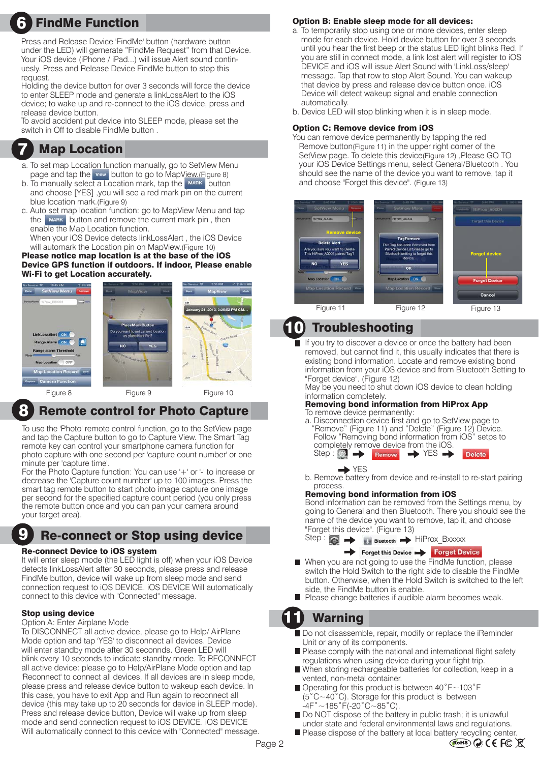## 6 FindMe Function

Press and Release Device 'FindMe' button (hardware button under the LED) will gernerate "FindMe Request" from that Device. Your iOS device (iPhone / iPad...) will issue Alert sound continuesly. Press and Release Device FindMe button to stop this request.
Holding the device button for over 3 seconds will force the device to enter SLEEP mode and generate a linkLossAlert to the iOS device; to wake up and re-connect to the iOS device, press and release device button.
To avoid accident put device into SLEEP mode, please set the switch in Off to disable FindMe button .

## 7 Map Location

a. To set map Location function manually, go to SetView Menu page and tap the View button to go to MapView.(Figure 8)
b. To manually select a Location mark, tap the MARK button and choose [YES] ,you will see a red mark pin on the current blue location mark.(Figure 9)
c. Auto set map location function: go to MapView Menu and tap the MARK button and remove the current mark pin , then enable the Map Location function.
When your iOS Device detects linkLossAlert , the iOS Device will automark the Location pin on MapView.(Figure 10)

**Please notice map location is at the base of the iOS Device GPS function if outdoors. If indoor, Please enable Wi-Fi to get Location accurately.**

Figure 8 Figure 9 Figure 10

## 8 Remote control for Photo Capture

To use the 'Photo' remote control function, go to the SetView page and tap the Capture button to go to Capture View. The Smart Tag remote key can control your smartphone camera function for photo capture with one second per 'capture count number' or one minute per 'capture time'.
For the Photo Capture function: You can use '+' or '-' to increase or decrease the 'Capture count number' up to 100 images. Press the smart tag remote button to start photo image capture one image per second for the specified capture count period (you only press the remote button once and you can pan your camera around your target area).

## 9 Re-connect or Stop using device

### Re-connect Device to iOS system

It will enter sleep mode (the LED light is off) when your iOS Device detects linkLossAlert after 30 seconds, please press and release FindMe button, device will wake up from sleep mode and send connection request to iOS DEVICE. iOS DEVICE Will automatically connect to this device with "Connected" message.

### Stop using device

Option A: Enter Airplane Mode
To DISCONNECT all active device, please go to Help/ AirPlane Mode option and tap 'YES' to disconnect all devices. Device will enter standby mode after 30 seconnds. Green LED will blink every 10 seconds to indicate standby mode. To RECONNECT all active device: please go to Help/AirPlane Mode option and tap 'Reconnect' to connect all devices. If all devices are in sleep mode, please press and release device button to wakeup each device. In this case, you have to exit App and Run again to reconnect all device (this may take up to 20 seconds for device in SLEEP mode). Press and release device button, Device will wake up from sleep mode and send connection request to iOS DEVICE. iOS DEVICE Will automatically connect to this device with "Connected" message.

**Option B: Enable sleep mode for all devices:**

a. To temporarily stop using one or more devices, enter sleep mode for each device. Hold device button for over 3 seconds until you hear the first beep or the status LED light blinks Red. If you are still in connect mode, a link lost alert will register to iOS DEVICE and iOS will issue Alert Sound with 'LinkLoss/sleep' message. Tap that row to stop Alert Sound. You can wakeup that device by press and release device button once. iOS Device will detect wakeup signal and enable connection automatically.
b. Device LED will stop blinking when it is in sleep mode.

**Option C: Remove device from iOS**

You can remove device permanently by tapping the red Remove button(Figure 11) in the upper right corner of the SetView page. To delete this device(Figure 12) ,Please GO TO your iOS Device Settings menu, select General/Bluetooth . You should see the name of the device you want to remove, tap it and choose "Forget this device". (Figure 13)

Figure 11 Figure 12 Figure 13

## 10 Troubleshooting

- If you try to discover a device or once the battery had been removed, but cannot find it, this usually indicates that there is existing bond information. Locate and remove existing bond information from your iOS device and from Bluetooth Setting to "Forget device". (Figure 12)
May be you need to shut down iOS device to clean holding information completely.

**Removing bond information from HiProx App**

To remove device permanently:
a. Disconnection device first and go to SetView page to "Remove" (Figure 11) and "Delete" (Figure 12) Device. Follow "Removing bond information from iOS" setps to completely remove device from the iOS.
Step : → Remove → YES → Delete → YES
b. Remove battery from device and re-install to re-start pairing process.

**Removing bond information from iOS**

Bond information can be removed from the Settings menu, by going to General and then Bluetooth. There you should see the name of the device you want to remove, tap it, and choose "Forget this device". (Figure 13)
Step : → Bluetooth → HiProx_Bxxxxx → Forget this Device → Forget Device

- When you are not going to use the FindMe function, please switch the Hold Switch to the right side to disable the FindMe button. Otherwise, when the Hold Switch is switched to the left side, the FindMe button is enable.
- Please change batteries if audible alarm becomes weak.

## 11 Warning

- Do not disassemble, repair, modify or replace the iReminder Unit or any of its components.
- Please comply with the national and international flight safety regulations when using device during your flight trip.
- When storing rechargeable batteries for collection, keep in a vented, non-metal container.
- Operating for this product is between 40˚F~103˚F (5˚C~40˚C). Storage for this product is between -4F˚~185˚F(-20˚C~85˚C).
- Do NOT dispose of the battery in public trash; it is unlawful under state and federal environmental laws and regulations.
- Please dispose of the battery at local battery recycling center.

RoHS CE FC